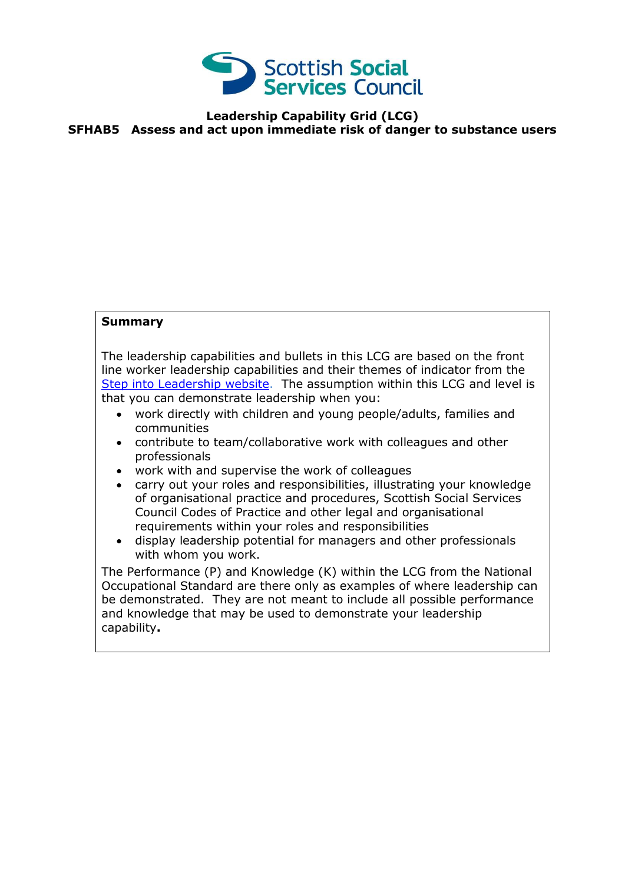Scottish Social Services Council

# Leadership Capability Grid (LCG)

## SFHAB5 Assess and act upon immediate risk of danger to substance users

**Summary**

The leadership capabilities and bullets in this LCG are based on the front line worker leadership capabilities and their themes of indicator from the Step into Leadership website. The assumption within this LCG and level is that you can demonstrate leadership when you:

- work directly with children and young people/adults, families and communities
- contribute to team/collaborative work with colleagues and other professionals
- work with and supervise the work of colleagues
- carry out your roles and responsibilities, illustrating your knowledge of organisational practice and procedures, Scottish Social Services Council Codes of Practice and other legal and organisational requirements within your roles and responsibilities
- display leadership potential for managers and other professionals with whom you work.

The Performance (P) and Knowledge (K) within the LCG from the National Occupational Standard are there only as examples of where leadership can be demonstrated. They are not meant to include all possible performance and knowledge that may be used to demonstrate your leadership capability**.**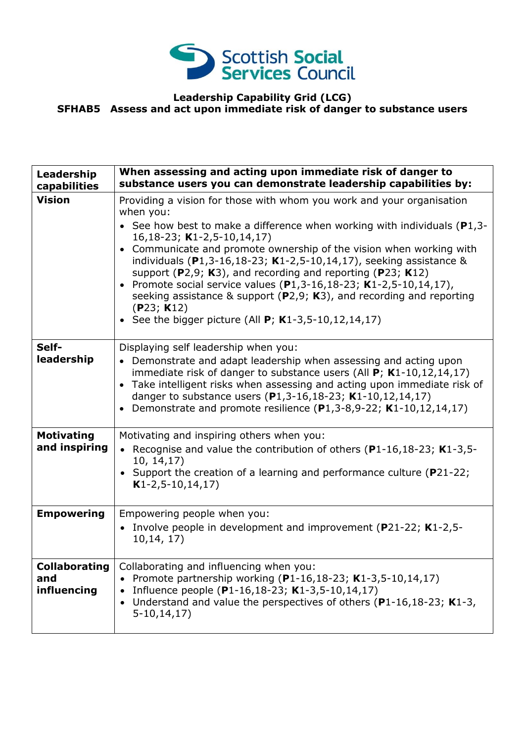**Leadership Capability Grid (LCG)**
**SFHAB5 Assess and act upon immediate risk of danger to substance users**

| **Leadership capabilities** | **When assessing and acting upon immediate risk of danger to substance users you can demonstrate leadership capabilities by:** |
|---|---|
| **Vision** | Providing a vision for those with whom you work and your organisation when you:<br>• See how best to make a difference when working with individuals (**P**1,3-16,18-23; **K**1-2,5-10,14,17)<br>• Communicate and promote ownership of the vision when working with individuals (**P**1,3-16,18-23; **K**1-2,5-10,14,17), seeking assistance & support (**P**2,9; **K**3), and recording and reporting (**P**23; **K**12)<br>• Promote social service values (**P**1,3-16,18-23; **K**1-2,5-10,14,17), seeking assistance & support (**P**2,9; **K**3), and recording and reporting (**P**23; **K**12)<br>• See the bigger picture (All **P**; **K**1-3,5-10,12,14,17) |
| **Self-leadership** | Displaying self leadership when you:<br>• Demonstrate and adapt leadership when assessing and acting upon immediate risk of danger to substance users (All **P**; **K**1-10,12,14,17)<br>• Take intelligent risks when assessing and acting upon immediate risk of danger to substance users (**P**1,3-16,18-23; **K**1-10,12,14,17)<br>• Demonstrate and promote resilience (**P**1,3-8,9-22; **K**1-10,12,14,17) |
| **Motivating and inspiring** | Motivating and inspiring others when you:<br>• Recognise and value the contribution of others (**P**1-16,18-23; **K**1-3,5-10, 14,17)<br>• Support the creation of a learning and performance culture (**P**21-22; **K**1-2,5-10,14,17) |
| **Empowering** | Empowering people when you:<br>• Involve people in development and improvement (**P**21-22; **K**1-2,5-10,14, 17) |
| **Collaborating and influencing** | Collaborating and influencing when you:<br>• Promote partnership working (**P**1-16,18-23; **K**1-3,5-10,14,17)<br>• Influence people (**P**1-16,18-23; **K**1-3,5-10,14,17)<br>• Understand and value the perspectives of others (**P**1-16,18-23; **K**1-3, 5-10,14,17) |